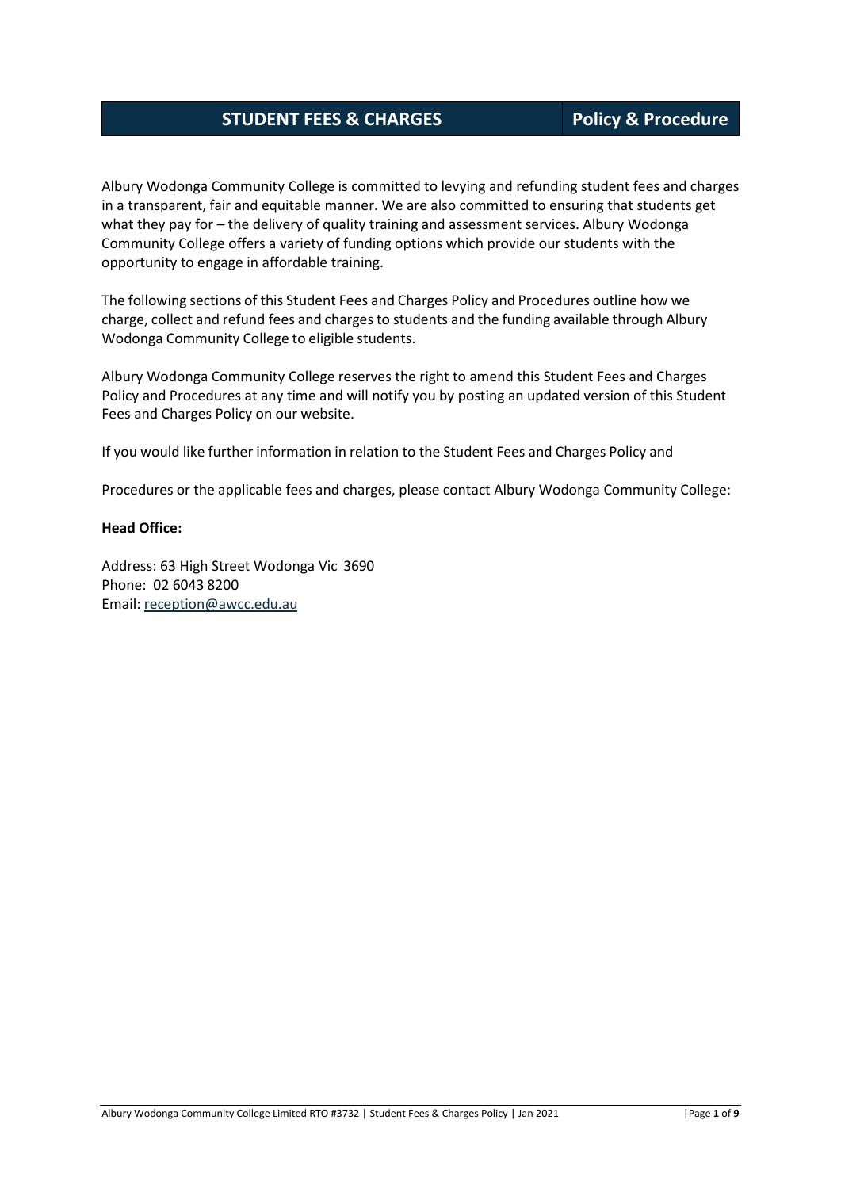# STUDENT FEES & CHARGES — Policy & Procedure

Albury Wodonga Community College is committed to levying and refunding student fees and charges in a transparent, fair and equitable manner. We are also committed to ensuring that students get what they pay for – the delivery of quality training and assessment services. Albury Wodonga Community College offers a variety of funding options which provide our students with the opportunity to engage in affordable training.

The following sections of this Student Fees and Charges Policy and Procedures outline how we charge, collect and refund fees and charges to students and the funding available through Albury Wodonga Community College to eligible students.

Albury Wodonga Community College reserves the right to amend this Student Fees and Charges Policy and Procedures at any time and will notify you by posting an updated version of this Student Fees and Charges Policy on our website.

If you would like further information in relation to the Student Fees and Charges Policy and

Procedures or the applicable fees and charges, please contact Albury Wodonga Community College:

**Head Office:**

Address: 63 High Street Wodonga Vic 3690
Phone: 02 6043 8200
Email: reception@awcc.edu.au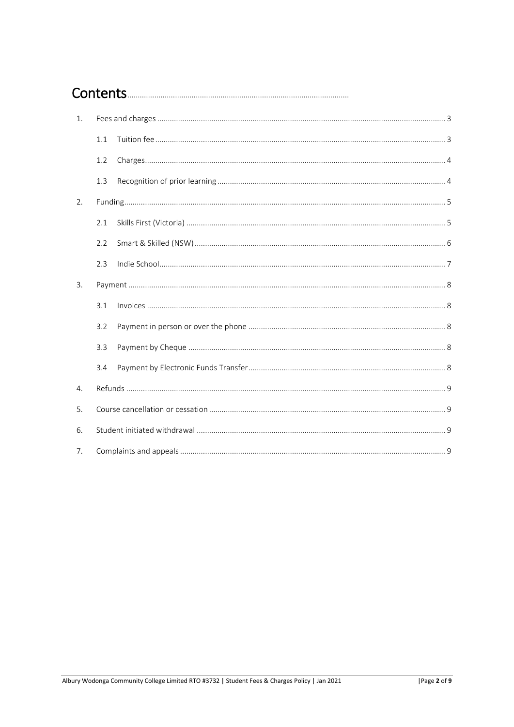# Contents

1. Fees and charges ........ 3
   - 1.1 Tuition fee ........ 3
   - 1.2 Charges ........ 4
   - 1.3 Recognition of prior learning ........ 4
2. Funding ........ 5
   - 2.1 Skills First (Victoria) ........ 5
   - 2.2 Smart & Skilled (NSW) ........ 6
   - 2.3 Indie School ........ 7
3. Payment ........ 8
   - 3.1 Invoices ........ 8
   - 3.2 Payment in person or over the phone ........ 8
   - 3.3 Payment by Cheque ........ 8
   - 3.4 Payment by Electronic Funds Transfer ........ 8
4. Refunds ........ 9
5. Course cancellation or cessation ........ 9
6. Student initiated withdrawal ........ 9
7. Complaints and appeals ........ 9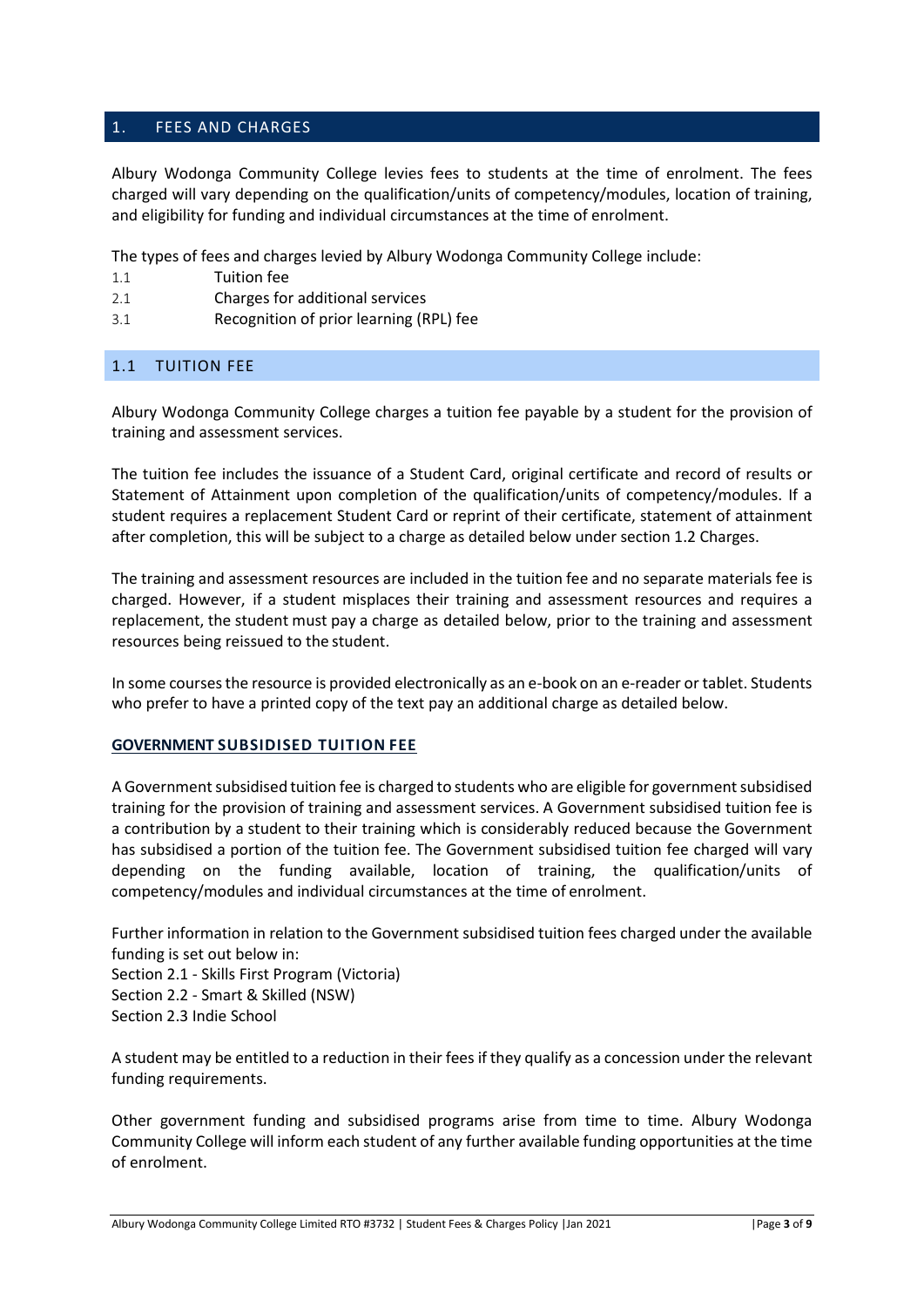## 1. FEES AND CHARGES

Albury Wodonga Community College levies fees to students at the time of enrolment. The fees charged will vary depending on the qualification/units of competency/modules, location of training, and eligibility for funding and individual circumstances at the time of enrolment.

The types of fees and charges levied by Albury Wodonga Community College include:

1.1 Tuition fee
2.1 Charges for additional services
3.1 Recognition of prior learning (RPL) fee

### 1.1 TUITION FEE

Albury Wodonga Community College charges a tuition fee payable by a student for the provision of training and assessment services.

The tuition fee includes the issuance of a Student Card, original certificate and record of results or Statement of Attainment upon completion of the qualification/units of competency/modules. If a student requires a replacement Student Card or reprint of their certificate, statement of attainment after completion, this will be subject to a charge as detailed below under section 1.2 Charges.

The training and assessment resources are included in the tuition fee and no separate materials fee is charged. However, if a student misplaces their training and assessment resources and requires a replacement, the student must pay a charge as detailed below, prior to the training and assessment resources being reissued to the student.

In some courses the resource is provided electronically as an e-book on an e-reader or tablet. Students who prefer to have a printed copy of the text pay an additional charge as detailed below.

**GOVERNMENT SUBSIDISED TUITION FEE**

A Government subsidised tuition fee is charged to students who are eligible for government subsidised training for the provision of training and assessment services. A Government subsidised tuition fee is a contribution by a student to their training which is considerably reduced because the Government has subsidised a portion of the tuition fee. The Government subsidised tuition fee charged will vary depending on the funding available, location of training, the qualification/units of competency/modules and individual circumstances at the time of enrolment.

Further information in relation to the Government subsidised tuition fees charged under the available funding is set out below in:
Section 2.1 - Skills First Program (Victoria)
Section 2.2 - Smart & Skilled (NSW)
Section 2.3 Indie School

A student may be entitled to a reduction in their fees if they qualify as a concession under the relevant funding requirements.

Other government funding and subsidised programs arise from time to time. Albury Wodonga Community College will inform each student of any further available funding opportunities at the time of enrolment.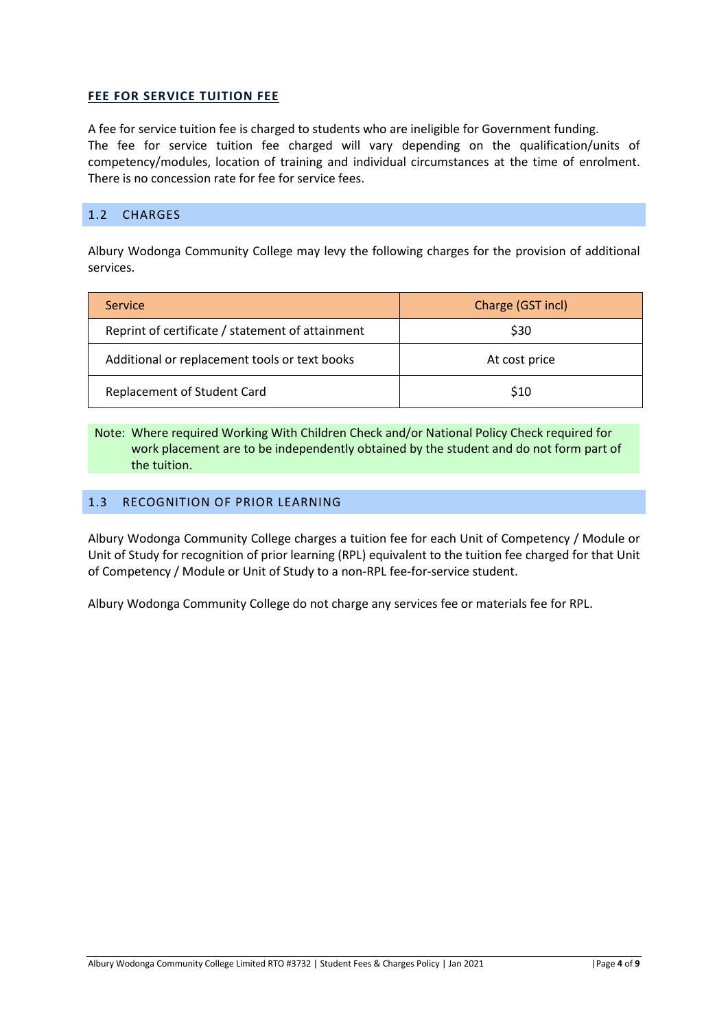**FEE FOR SERVICE TUITION FEE**

A fee for service tuition fee is charged to students who are ineligible for Government funding. The fee for service tuition fee charged will vary depending on the qualification/units of competency/modules, location of training and individual circumstances at the time of enrolment. There is no concession rate for fee for service fees.

## 1.2 CHARGES

Albury Wodonga Community College may levy the following charges for the provision of additional services.

| Service | Charge (GST incl) |
| --- | --- |
| Reprint of certificate / statement of attainment | $30 |
| Additional or replacement tools or text books | At cost price |
| Replacement of Student Card | $10 |

Note: Where required Working With Children Check and/or National Policy Check required for work placement are to be independently obtained by the student and do not form part of the tuition.

## 1.3 RECOGNITION OF PRIOR LEARNING

Albury Wodonga Community College charges a tuition fee for each Unit of Competency / Module or Unit of Study for recognition of prior learning (RPL) equivalent to the tuition fee charged for that Unit of Competency / Module or Unit of Study to a non-RPL fee-for-service student.

Albury Wodonga Community College do not charge any services fee or materials fee for RPL.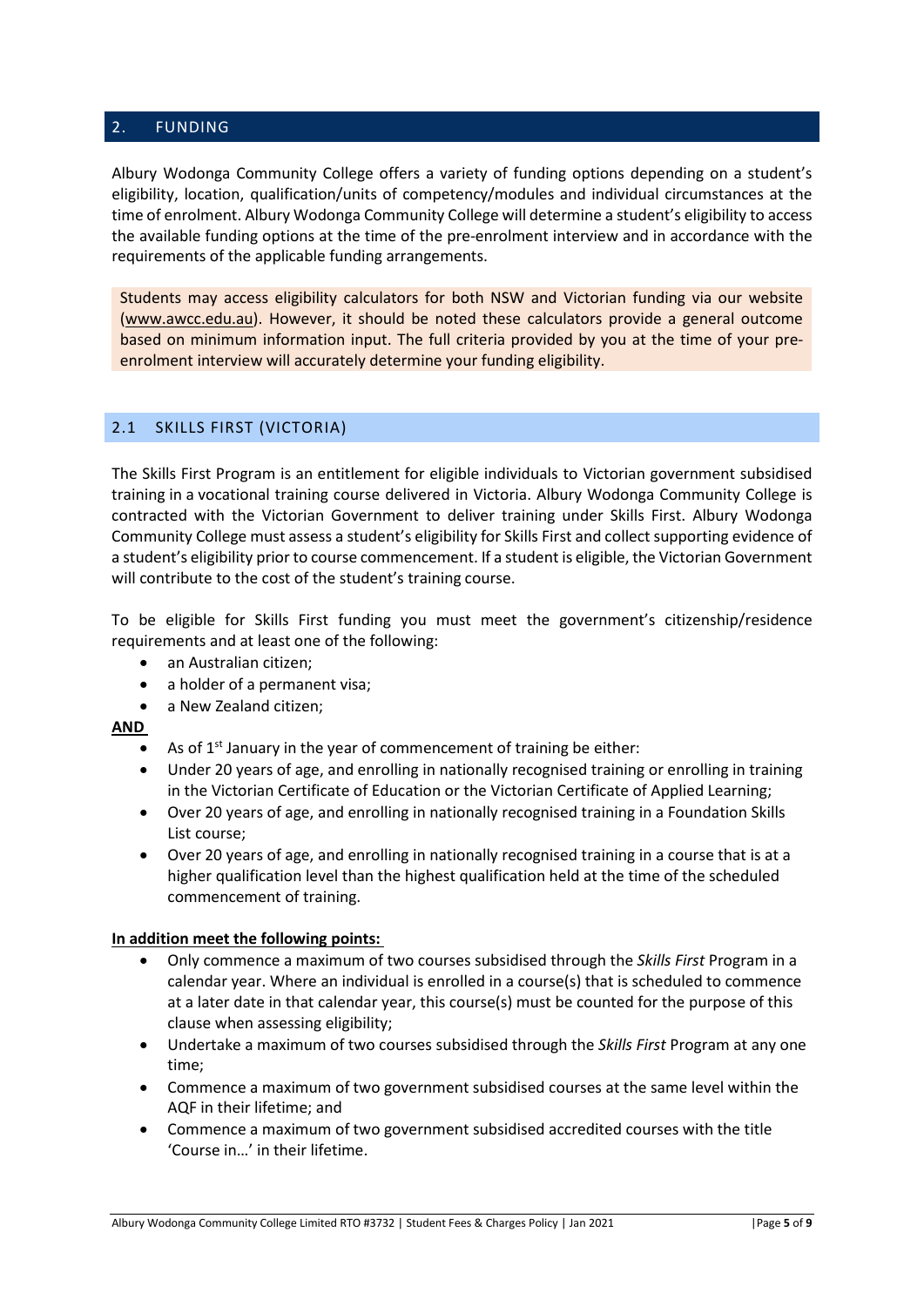## 2. FUNDING

Albury Wodonga Community College offers a variety of funding options depending on a student's eligibility, location, qualification/units of competency/modules and individual circumstances at the time of enrolment. Albury Wodonga Community College will determine a student's eligibility to access the available funding options at the time of the pre-enrolment interview and in accordance with the requirements of the applicable funding arrangements.

Students may access eligibility calculators for both NSW and Victorian funding via our website (www.awcc.edu.au). However, it should be noted these calculators provide a general outcome based on minimum information input. The full criteria provided by you at the time of your pre-enrolment interview will accurately determine your funding eligibility.

### 2.1 SKILLS FIRST (VICTORIA)

The Skills First Program is an entitlement for eligible individuals to Victorian government subsidised training in a vocational training course delivered in Victoria. Albury Wodonga Community College is contracted with the Victorian Government to deliver training under Skills First. Albury Wodonga Community College must assess a student's eligibility for Skills First and collect supporting evidence of a student's eligibility prior to course commencement. If a student is eligible, the Victorian Government will contribute to the cost of the student's training course.

To be eligible for Skills First funding you must meet the government's citizenship/residence requirements and at least one of the following:

- an Australian citizen;
- a holder of a permanent visa;
- a New Zealand citizen;

**AND**

- As of 1st January in the year of commencement of training be either:
- Under 20 years of age, and enrolling in nationally recognised training or enrolling in training in the Victorian Certificate of Education or the Victorian Certificate of Applied Learning;
- Over 20 years of age, and enrolling in nationally recognised training in a Foundation Skills List course;
- Over 20 years of age, and enrolling in nationally recognised training in a course that is at a higher qualification level than the highest qualification held at the time of the scheduled commencement of training.

**In addition meet the following points:**

- Only commence a maximum of two courses subsidised through the *Skills First* Program in a calendar year. Where an individual is enrolled in a course(s) that is scheduled to commence at a later date in that calendar year, this course(s) must be counted for the purpose of this clause when assessing eligibility;
- Undertake a maximum of two courses subsidised through the *Skills First* Program at any one time;
- Commence a maximum of two government subsidised courses at the same level within the AQF in their lifetime; and
- Commence a maximum of two government subsidised accredited courses with the title 'Course in…' in their lifetime.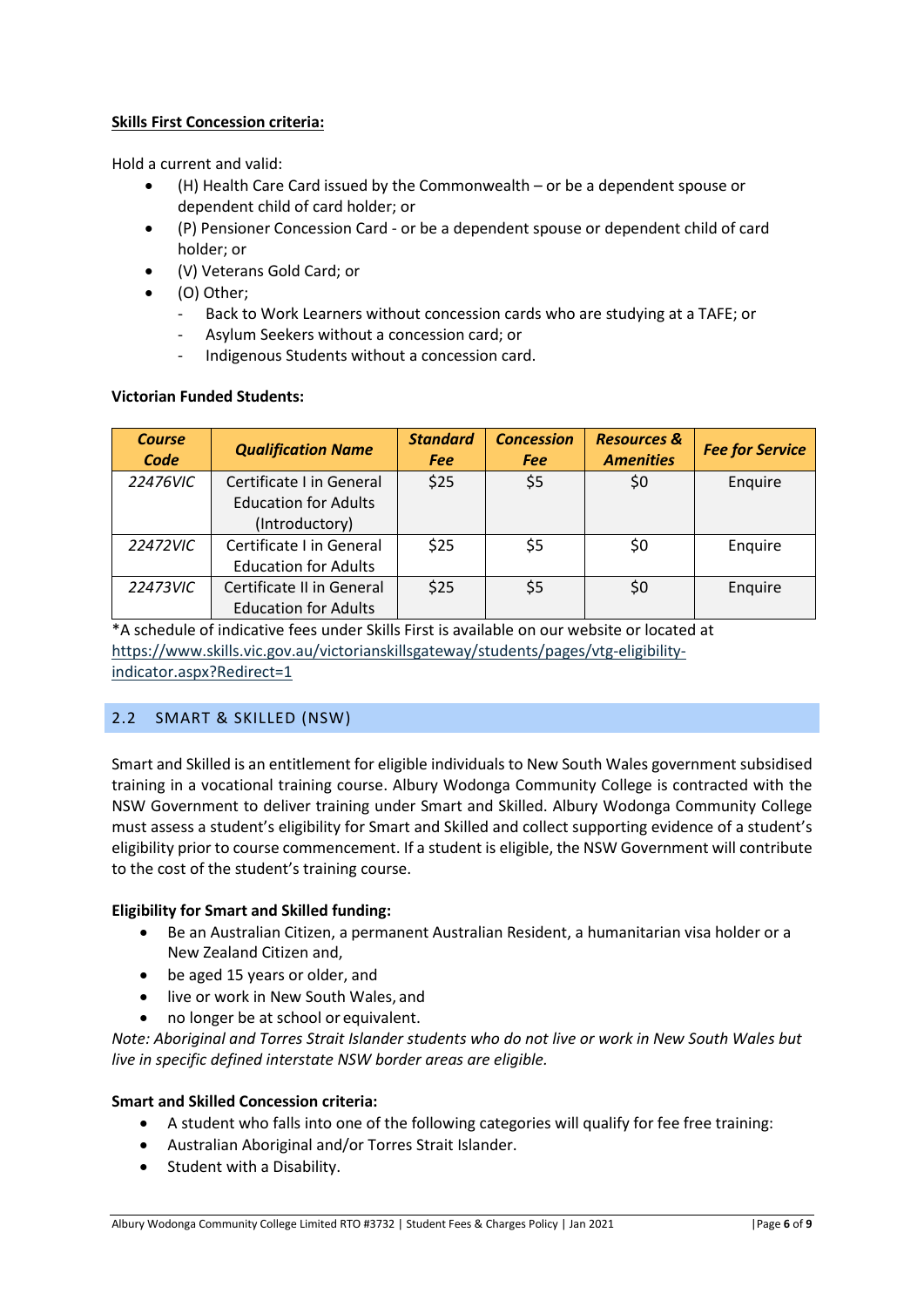**Skills First Concession criteria:**

Hold a current and valid:

- (H) Health Care Card issued by the Commonwealth – or be a dependent spouse or dependent child of card holder; or
- (P) Pensioner Concession Card - or be a dependent spouse or dependent child of card holder; or
- (V) Veterans Gold Card; or
- (O) Other;
  - Back to Work Learners without concession cards who are studying at a TAFE; or
  - Asylum Seekers without a concession card; or
  - Indigenous Students without a concession card.

**Victorian Funded Students:**

| *Course Code* | *Qualification Name* | *Standard Fee* | *Concession Fee* | *Resources & Amenities* | *Fee for Service* |
|---|---|---|---|---|---|
| *22476VIC* | Certificate I in General Education for Adults (Introductory) | $25 | $5 | $0 | Enquire |
| *22472VIC* | Certificate I in General Education for Adults | $25 | $5 | $0 | Enquire |
| *22473VIC* | Certificate II in General Education for Adults | $25 | $5 | $0 | Enquire |

*A schedule of indicative fees under Skills First is available on our website or located at https://www.skills.vic.gov.au/victorianskillsgateway/students/pages/vtg-eligibility-indicator.aspx?Redirect=1

## 2.2 SMART & SKILLED (NSW)

Smart and Skilled is an entitlement for eligible individuals to New South Wales government subsidised training in a vocational training course. Albury Wodonga Community College is contracted with the NSW Government to deliver training under Smart and Skilled. Albury Wodonga Community College must assess a student's eligibility for Smart and Skilled and collect supporting evidence of a student's eligibility prior to course commencement. If a student is eligible, the NSW Government will contribute to the cost of the student's training course.

**Eligibility for Smart and Skilled funding:**

- Be an Australian Citizen, a permanent Australian Resident, a humanitarian visa holder or a New Zealand Citizen and,
- be aged 15 years or older, and
- live or work in New South Wales, and
- no longer be at school or equivalent.

*Note: Aboriginal and Torres Strait Islander students who do not live or work in New South Wales but live in specific defined interstate NSW border areas are eligible.*

**Smart and Skilled Concession criteria:**

- A student who falls into one of the following categories will qualify for fee free training:
- Australian Aboriginal and/or Torres Strait Islander.
- Student with a Disability.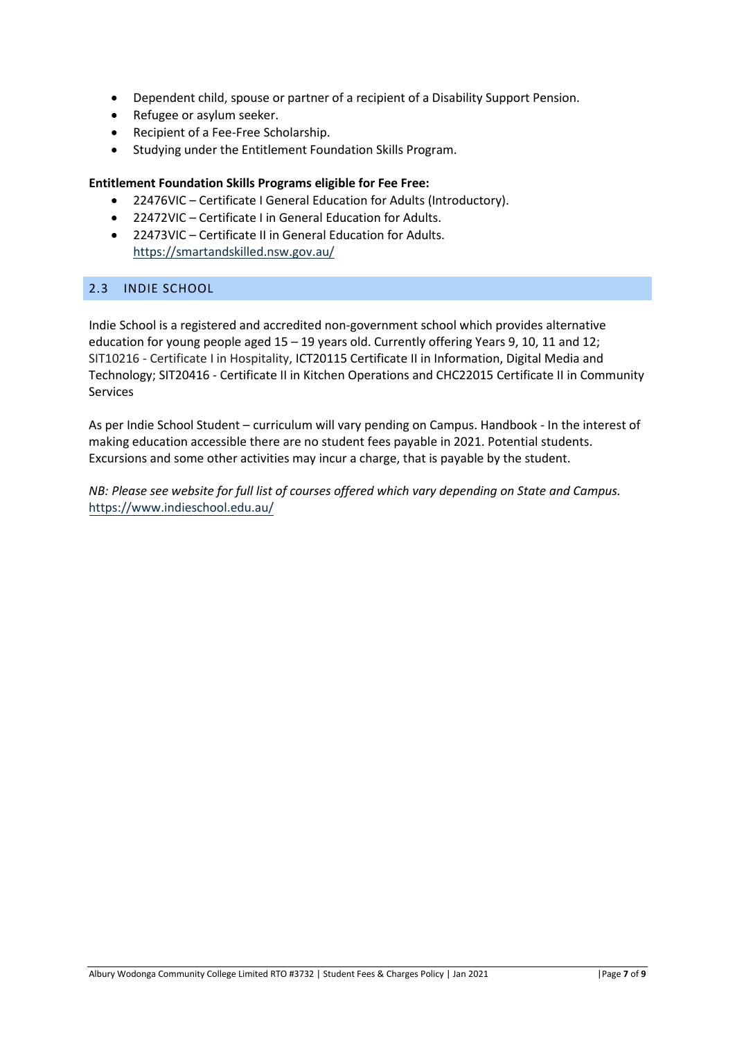- Dependent child, spouse or partner of a recipient of a Disability Support Pension.
- Refugee or asylum seeker.
- Recipient of a Fee-Free Scholarship.
- Studying under the Entitlement Foundation Skills Program.

**Entitlement Foundation Skills Programs eligible for Fee Free:**

- 22476VIC – Certificate I General Education for Adults (Introductory).
- 22472VIC – Certificate I in General Education for Adults.
- 22473VIC – Certificate II in General Education for Adults.
  https://smartandskilled.nsw.gov.au/

## 2.3 INDIE SCHOOL

Indie School is a registered and accredited non-government school which provides alternative education for young people aged 15 – 19 years old. Currently offering Years 9, 10, 11 and 12; SIT10216 - Certificate I in Hospitality, ICT20115 Certificate II in Information, Digital Media and Technology; SIT20416 - Certificate II in Kitchen Operations and CHC22015 Certificate II in Community Services

As per Indie School Student – curriculum will vary pending on Campus. Handbook - In the interest of making education accessible there are no student fees payable in 2021. Potential students. Excursions and some other activities may incur a charge, that is payable by the student.

*NB: Please see website for full list of courses offered which vary depending on State and Campus.*
https://www.indieschool.edu.au/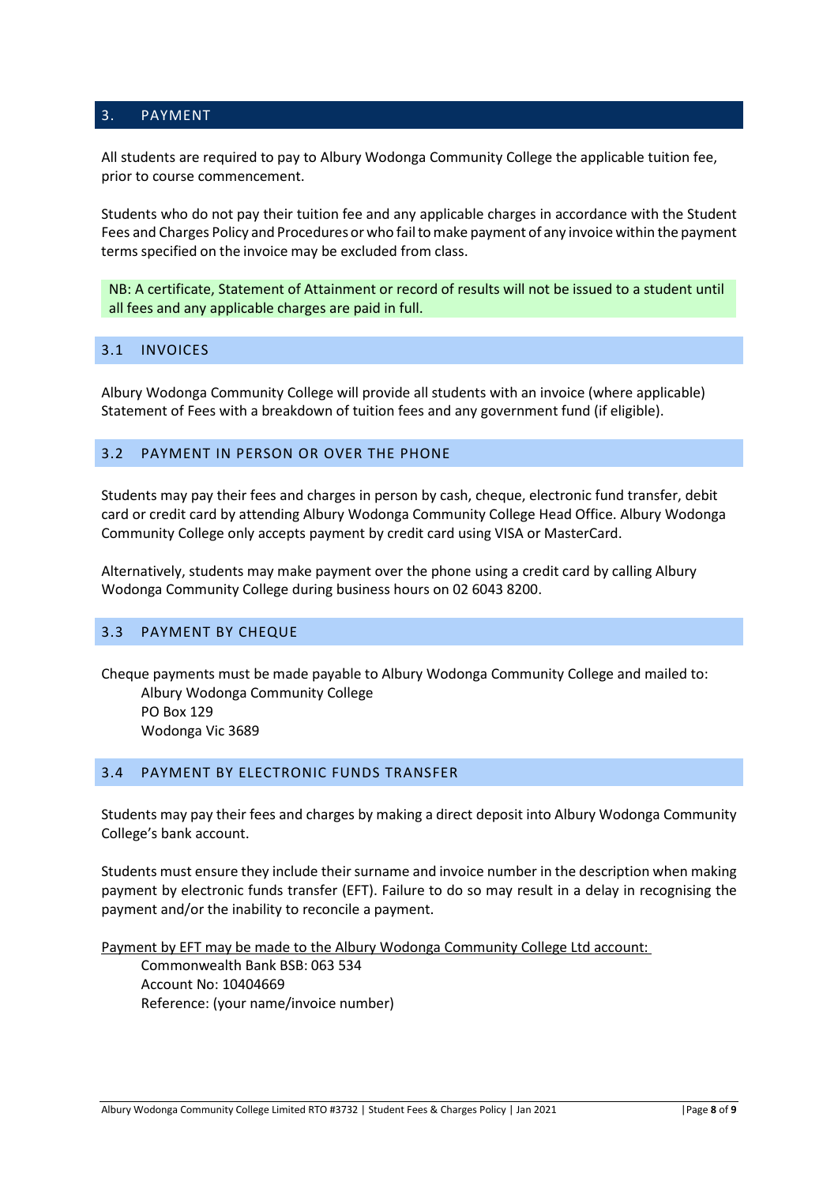## 3. PAYMENT

All students are required to pay to Albury Wodonga Community College the applicable tuition fee, prior to course commencement.

Students who do not pay their tuition fee and any applicable charges in accordance with the Student Fees and Charges Policy and Procedures or who fail to make payment of any invoice within the payment terms specified on the invoice may be excluded from class.

NB: A certificate, Statement of Attainment or record of results will not be issued to a student until all fees and any applicable charges are paid in full.

### 3.1 INVOICES

Albury Wodonga Community College will provide all students with an invoice (where applicable) Statement of Fees with a breakdown of tuition fees and any government fund (if eligible).

### 3.2 PAYMENT IN PERSON OR OVER THE PHONE

Students may pay their fees and charges in person by cash, cheque, electronic fund transfer, debit card or credit card by attending Albury Wodonga Community College Head Office. Albury Wodonga Community College only accepts payment by credit card using VISA or MasterCard.

Alternatively, students may make payment over the phone using a credit card by calling Albury Wodonga Community College during business hours on 02 6043 8200.

### 3.3 PAYMENT BY CHEQUE

Cheque payments must be made payable to Albury Wodonga Community College and mailed to:

Albury Wodonga Community College
PO Box 129
Wodonga Vic 3689

### 3.4 PAYMENT BY ELECTRONIC FUNDS TRANSFER

Students may pay their fees and charges by making a direct deposit into Albury Wodonga Community College's bank account.

Students must ensure they include their surname and invoice number in the description when making payment by electronic funds transfer (EFT). Failure to do so may result in a delay in recognising the payment and/or the inability to reconcile a payment.

Payment by EFT may be made to the Albury Wodonga Community College Ltd account:

Commonwealth Bank BSB: 063 534
Account No: 10404669
Reference: (your name/invoice number)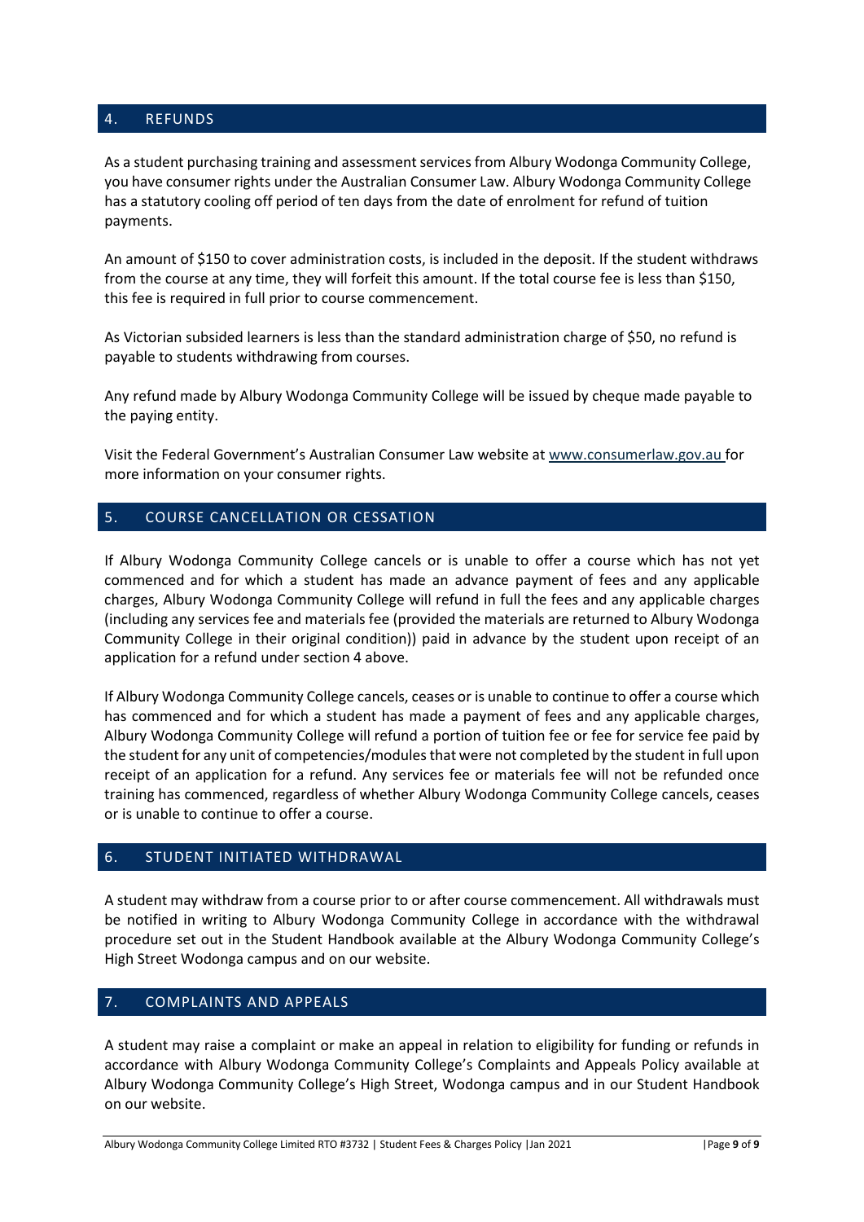## 4. REFUNDS

As a student purchasing training and assessment services from Albury Wodonga Community College, you have consumer rights under the Australian Consumer Law. Albury Wodonga Community College has a statutory cooling off period of ten days from the date of enrolment for refund of tuition payments.

An amount of $150 to cover administration costs, is included in the deposit. If the student withdraws from the course at any time, they will forfeit this amount. If the total course fee is less than $150, this fee is required in full prior to course commencement.

As Victorian subsided learners is less than the standard administration charge of $50, no refund is payable to students withdrawing from courses.

Any refund made by Albury Wodonga Community College will be issued by cheque made payable to the paying entity.

Visit the Federal Government's Australian Consumer Law website at [www.consumerlaw.gov.au](http://www.consumerlaw.gov.au) for more information on your consumer rights.

## 5. COURSE CANCELLATION OR CESSATION

If Albury Wodonga Community College cancels or is unable to offer a course which has not yet commenced and for which a student has made an advance payment of fees and any applicable charges, Albury Wodonga Community College will refund in full the fees and any applicable charges (including any services fee and materials fee (provided the materials are returned to Albury Wodonga Community College in their original condition)) paid in advance by the student upon receipt of an application for a refund under section 4 above.

If Albury Wodonga Community College cancels, ceases or is unable to continue to offer a course which has commenced and for which a student has made a payment of fees and any applicable charges, Albury Wodonga Community College will refund a portion of tuition fee or fee for service fee paid by the student for any unit of competencies/modules that were not completed by the student in full upon receipt of an application for a refund. Any services fee or materials fee will not be refunded once training has commenced, regardless of whether Albury Wodonga Community College cancels, ceases or is unable to continue to offer a course.

## 6. STUDENT INITIATED WITHDRAWAL

A student may withdraw from a course prior to or after course commencement. All withdrawals must be notified in writing to Albury Wodonga Community College in accordance with the withdrawal procedure set out in the Student Handbook available at the Albury Wodonga Community College's High Street Wodonga campus and on our website.

## 7. COMPLAINTS AND APPEALS

A student may raise a complaint or make an appeal in relation to eligibility for funding or refunds in accordance with Albury Wodonga Community College's Complaints and Appeals Policy available at Albury Wodonga Community College's High Street, Wodonga campus and in our Student Handbook on our website.